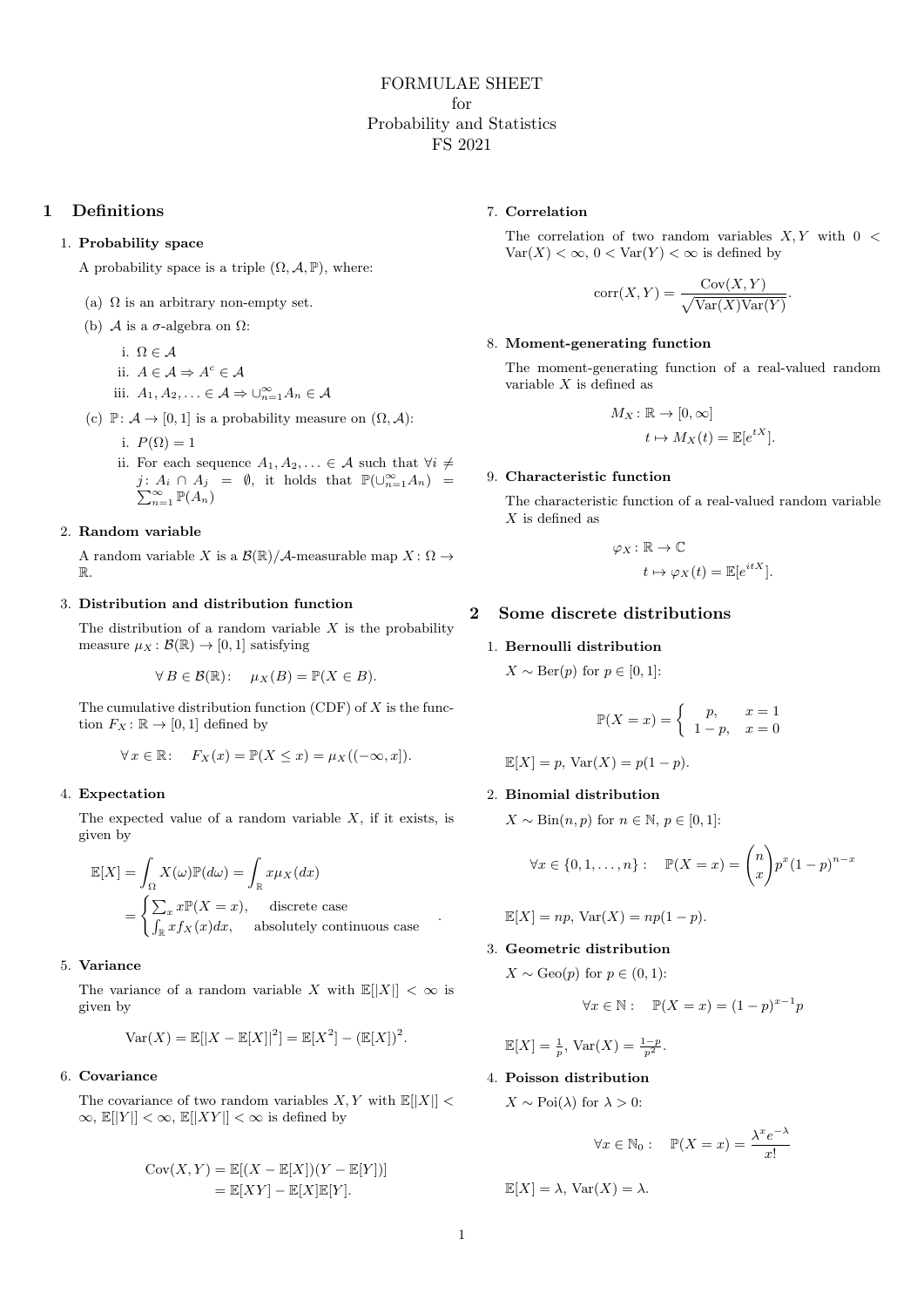# FORMULAE SHEET
for
Probability and Statistics
FS 2021

## 1 Definitions

1. **Probability space**

   A probability space is a triple $(\Omega, \mathcal{A}, \mathbb{P})$, where:

   (a) $\Omega$ is an arbitrary non-empty set.

   (b) $\mathcal{A}$ is a $\sigma$-algebra on $\Omega$:

      i. $\Omega \in \mathcal{A}$

      ii. $A \in \mathcal{A} \Rightarrow A^c \in \mathcal{A}$

      iii. $A_1, A_2, \ldots \in \mathcal{A} \Rightarrow \cup_{n=1}^{\infty} A_n \in \mathcal{A}$

   (c) $\mathbb{P}\colon \mathcal{A} \to [0,1]$ is a probability measure on $(\Omega, \mathcal{A})$:

      i. $P(\Omega) = 1$

      ii. For each sequence $A_1, A_2, \ldots \in \mathcal{A}$ such that $\forall i \neq j\colon A_i \cap A_j = \emptyset$, it holds that $\mathbb{P}(\cup_{n=1}^{\infty} A_n) = \sum_{n=1}^{\infty} \mathbb{P}(A_n)$

2. **Random variable**

   A random variable $X$ is a $\mathcal{B}(\mathbb{R})/\mathcal{A}$-measurable map $X\colon \Omega \to \mathbb{R}$.

3. **Distribution and distribution function**

   The distribution of a random variable $X$ is the probability measure $\mu_X : \mathcal{B}(\mathbb{R}) \to [0,1]$ satisfying

   $$\forall\, B \in \mathcal{B}(\mathbb{R}): \quad \mu_X(B) = \mathbb{P}(X \in B).$$

   The cumulative distribution function (CDF) of $X$ is the function $F_X : \mathbb{R} \to [0,1]$ defined by

   $$\forall\, x \in \mathbb{R}: \quad F_X(x) = \mathbb{P}(X \leq x) = \mu_X((-\infty, x]).$$

4. **Expectation**

   The expected value of a random variable $X$, if it exists, is given by

   $$\mathbb{E}[X] = \int_\Omega X(\omega)\mathbb{P}(d\omega) = \int_\mathbb{R} x \mu_X(dx) = \begin{cases} \sum_x x\mathbb{P}(X = x), & \text{discrete case} \\ \int_\mathbb{R} x f_X(x)dx, & \text{absolutely continuous case} \end{cases}.$$

5. **Variance**

   The variance of a random variable $X$ with $\mathbb{E}[|X|] < \infty$ is given by

   $$\mathrm{Var}(X) = \mathbb{E}[|X - \mathbb{E}[X]|^2] = \mathbb{E}[X^2] - (\mathbb{E}[X])^2.$$

6. **Covariance**

   The covariance of two random variables $X, Y$ with $\mathbb{E}[|X|] < \infty$, $\mathbb{E}[|Y|] < \infty$, $\mathbb{E}[|XY|] < \infty$ is defined by

   $$\begin{aligned}\mathrm{Cov}(X,Y) &= \mathbb{E}[(X - \mathbb{E}[X])(Y - \mathbb{E}[Y])] \\ &= \mathbb{E}[XY] - \mathbb{E}[X]\mathbb{E}[Y].\end{aligned}$$

7. **Correlation**

   The correlation of two random variables $X, Y$ with $0 < \mathrm{Var}(X) < \infty$, $0 < \mathrm{Var}(Y) < \infty$ is defined by

   $$\mathrm{corr}(X,Y) = \frac{\mathrm{Cov}(X,Y)}{\sqrt{\mathrm{Var}(X)\mathrm{Var}(Y)}}.$$

8. **Moment-generating function**

   The moment-generating function of a real-valued random variable $X$ is defined as

   $$\begin{aligned}M_X &: \mathbb{R} \to [0, \infty] \\ t &\mapsto M_X(t) = \mathbb{E}[e^{tX}].\end{aligned}$$

9. **Characteristic function**

   The characteristic function of a real-valued random variable $X$ is defined as

   $$\begin{aligned}\varphi_X &: \mathbb{R} \to \mathbb{C} \\ t &\mapsto \varphi_X(t) = \mathbb{E}[e^{itX}].\end{aligned}$$

## 2 Some discrete distributions

1. **Bernoulli distribution**

   $X \sim \mathrm{Ber}(p)$ for $p \in [0,1]$:

   $$\mathbb{P}(X = x) = \begin{cases} p, & x = 1 \\ 1-p, & x = 0 \end{cases}$$

   $\mathbb{E}[X] = p$, $\mathrm{Var}(X) = p(1-p)$.

2. **Binomial distribution**

   $X \sim \mathrm{Bin}(n,p)$ for $n \in \mathbb{N}$, $p \in [0,1]$:

   $$\forall x \in \{0, 1, \ldots, n\}: \quad \mathbb{P}(X = x) = \binom{n}{x} p^x (1-p)^{n-x}$$

   $\mathbb{E}[X] = np$, $\mathrm{Var}(X) = np(1-p)$.

3. **Geometric distribution**

   $X \sim \mathrm{Geo}(p)$ for $p \in (0,1)$:

   $$\forall x \in \mathbb{N}: \quad \mathbb{P}(X = x) = (1-p)^{x-1} p$$

   $\mathbb{E}[X] = \frac{1}{p}$, $\mathrm{Var}(X) = \frac{1-p}{p^2}$.

4. **Poisson distribution**

   $X \sim \mathrm{Poi}(\lambda)$ for $\lambda > 0$:

   $$\forall x \in \mathbb{N}_0: \quad \mathbb{P}(X = x) = \frac{\lambda^x e^{-\lambda}}{x!}$$

   $\mathbb{E}[X] = \lambda$, $\mathrm{Var}(X) = \lambda$.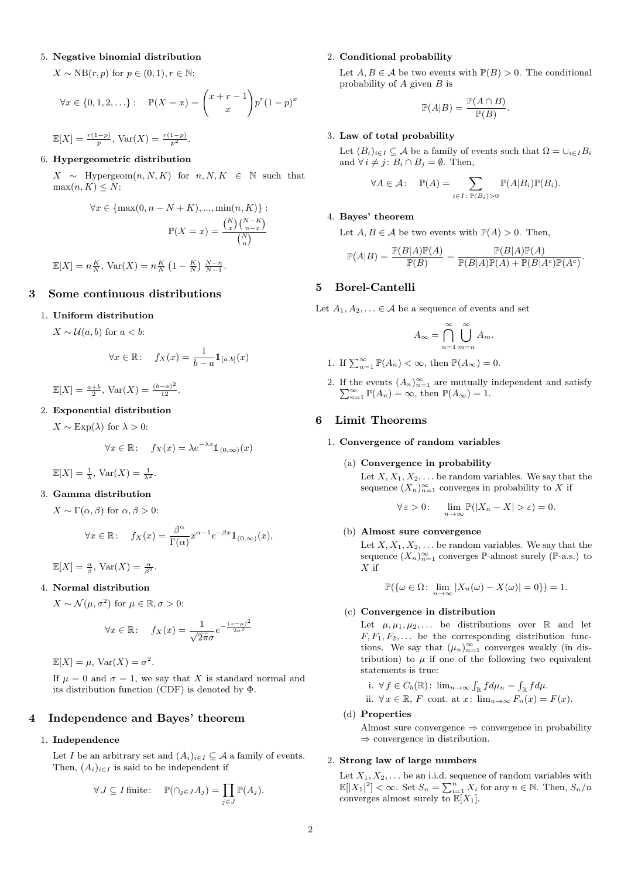5. **Negative binomial distribution**

   $X \sim \mathrm{NB}(r,p)$ for $p \in (0,1), r \in \mathbb{N}$:

   $$\forall x \in \{0,1,2,\ldots\}: \quad \mathbb{P}(X=x) = \binom{x+r-1}{x} p^r (1-p)^x$$

   $\mathbb{E}[X] = \frac{r(1-p)}{p}$, $\mathrm{Var}(X) = \frac{r(1-p)}{p^2}$.

6. **Hypergeometric distribution**

   $X \sim \mathrm{Hypergeom}(n,N,K)$ for $n,N,K \in \mathbb{N}$ such that $\max(n,K) \leq N$:

   $$\forall x \in \{\max(0, n-N+K), ..., \min(n,K)\}: \quad \mathbb{P}(X=x) = \frac{\binom{K}{x}\binom{N-K}{n-x}}{\binom{N}{n}}$$

   $\mathbb{E}[X] = n\frac{K}{N}$, $\mathrm{Var}(X) = n\frac{K}{N}\left(1-\frac{K}{N}\right)\frac{N-n}{N-1}$.

## 3 Some continuous distributions

1. **Uniform distribution**

   $X \sim \mathcal{U}(a,b)$ for $a < b$:

   $$\forall x \in \mathbb{R}: \quad f_X(x) = \frac{1}{b-a}\mathbb{1}_{[a,b]}(x)$$

   $\mathbb{E}[X] = \frac{a+b}{2}$, $\mathrm{Var}(X) = \frac{(b-a)^2}{12}$.

2. **Exponential distribution**

   $X \sim \mathrm{Exp}(\lambda)$ for $\lambda > 0$:

   $$\forall x \in \mathbb{R}: \quad f_X(x) = \lambda e^{-\lambda x}\mathbb{1}_{(0,\infty)}(x)$$

   $\mathbb{E}[X] = \frac{1}{\lambda}$, $\mathrm{Var}(X) = \frac{1}{\lambda^2}$.

3. **Gamma distribution**

   $X \sim \Gamma(\alpha,\beta)$ for $\alpha,\beta > 0$:

   $$\forall x \in \mathbb{R}: \quad f_X(x) = \frac{\beta^\alpha}{\Gamma(\alpha)}x^{\alpha-1}e^{-\beta x}\mathbb{1}_{(0,\infty)}(x),$$

   $\mathbb{E}[X] = \frac{\alpha}{\beta}$, $\mathrm{Var}(X) = \frac{\alpha}{\beta^2}$.

4. **Normal distribution**

   $X \sim \mathcal{N}(\mu,\sigma^2)$ for $\mu \in \mathbb{R}, \sigma > 0$:

   $$\forall x \in \mathbb{R}: \quad f_X(x) = \frac{1}{\sqrt{2\pi}\sigma}e^{-\frac{(x-\mu)^2}{2\sigma^2}}$$

   $\mathbb{E}[X] = \mu$, $\mathrm{Var}(X) = \sigma^2$.

   If $\mu = 0$ and $\sigma = 1$, we say that $X$ is standard normal and its distribution function (CDF) is denoted by $\Phi$.

## 4 Independence and Bayes' theorem

1. **Independence**

   Let $I$ be an arbitrary set and $(A_i)_{i\in I} \subseteq \mathcal{A}$ a family of events. Then, $(A_i)_{i\in I}$ is said to be independent if

   $$\forall J \subseteq I \text{ finite}: \quad \mathbb{P}(\cap_{j\in J} A_j) = \prod_{j\in J}\mathbb{P}(A_j).$$

2. **Conditional probability**

   Let $A, B \in \mathcal{A}$ be two events with $\mathbb{P}(B) > 0$. The conditional probability of $A$ given $B$ is

   $$\mathbb{P}(A|B) = \frac{\mathbb{P}(A\cap B)}{\mathbb{P}(B)}.$$

3. **Law of total probability**

   Let $(B_i)_{i\in I} \subseteq \mathcal{A}$ be a family of events such that $\Omega = \cup_{i\in I} B_i$ and $\forall\, i \neq j$: $B_i \cap B_j = \emptyset$. Then,

   $$\forall A \in \mathcal{A}: \quad \mathbb{P}(A) = \sum_{i\in I:\, \mathbb{P}(B_i)>0}\mathbb{P}(A|B_i)\mathbb{P}(B_i).$$

4. **Bayes' theorem**

   Let $A, B \in \mathcal{A}$ be two events with $\mathbb{P}(A) > 0$. Then,

   $$\mathbb{P}(A|B) = \frac{\mathbb{P}(B|A)\mathbb{P}(A)}{\mathbb{P}(B)} = \frac{\mathbb{P}(B|A)\mathbb{P}(A)}{\mathbb{P}(B|A)\mathbb{P}(A) + \mathbb{P}(B|A^c)\mathbb{P}(A^c)}.$$

## 5 Borel-Cantelli

Let $A_1, A_2, \ldots \in \mathcal{A}$ be a sequence of events and set

$$A_\infty = \bigcap_{n=1}^\infty \bigcup_{m=n}^\infty A_m.$$

1. If $\sum_{n=1}^\infty \mathbb{P}(A_n) < \infty$, then $\mathbb{P}(A_\infty) = 0$.
2. If the events $(A_n)_{n=1}^\infty$ are mutually independent and satisfy $\sum_{n=1}^\infty \mathbb{P}(A_n) = \infty$, then $\mathbb{P}(A_\infty) = 1$.

## 6 Limit Theorems

1. **Convergence of random variables**

   (a) **Convergence in probability**

   Let $X, X_1, X_2, \ldots$ be random variables. We say that the sequence $(X_n)_{n=1}^\infty$ converges in probability to $X$ if

   $$\forall\, \varepsilon > 0: \quad \lim_{n\to\infty}\mathbb{P}(|X_n - X| > \varepsilon) = 0.$$

   (b) **Almost sure convergence**

   Let $X, X_1, X_2, \ldots$ be random variables. We say that the sequence $(X_n)_{n=1}^\infty$ converges $\mathbb{P}$-almost surely ($\mathbb{P}$-a.s.) to $X$ if

   $$\mathbb{P}(\{\omega \in \Omega\colon \lim_{n\to\infty}|X_n(\omega) - X(\omega)| = 0\}) = 1.$$

   (c) **Convergence in distribution**

   Let $\mu, \mu_1, \mu_2, \ldots$ be distributions over $\mathbb{R}$ and let $F, F_1, F_2, \ldots$ be the corresponding distribution functions. We say that $(\mu_n)_{n=1}^\infty$ converges weakly (in distribution) to $\mu$ if one of the following two equivalent statements is true:

   i. $\forall\, f \in C_b(\mathbb{R})$: $\lim_{n\to\infty}\int_\mathbb{R} f d\mu_n = \int_\mathbb{R} f d\mu$.

   ii. $\forall\, x \in \mathbb{R}$, $F$ cont. at $x$: $\lim_{n\to\infty}F_n(x) = F(x)$.

   (d) **Properties**

   Almost sure convergence $\Rightarrow$ convergence in probability $\Rightarrow$ convergence in distribution.

2. **Strong law of large numbers**

   Let $X_1, X_2, \ldots$ be an i.i.d. sequence of random variables with $\mathbb{E}[|X_1|^2] < \infty$. Set $S_n = \sum_{i=1}^n X_i$ for any $n \in \mathbb{N}$. Then, $S_n/n$ converges almost surely to $\mathbb{E}[X_1]$.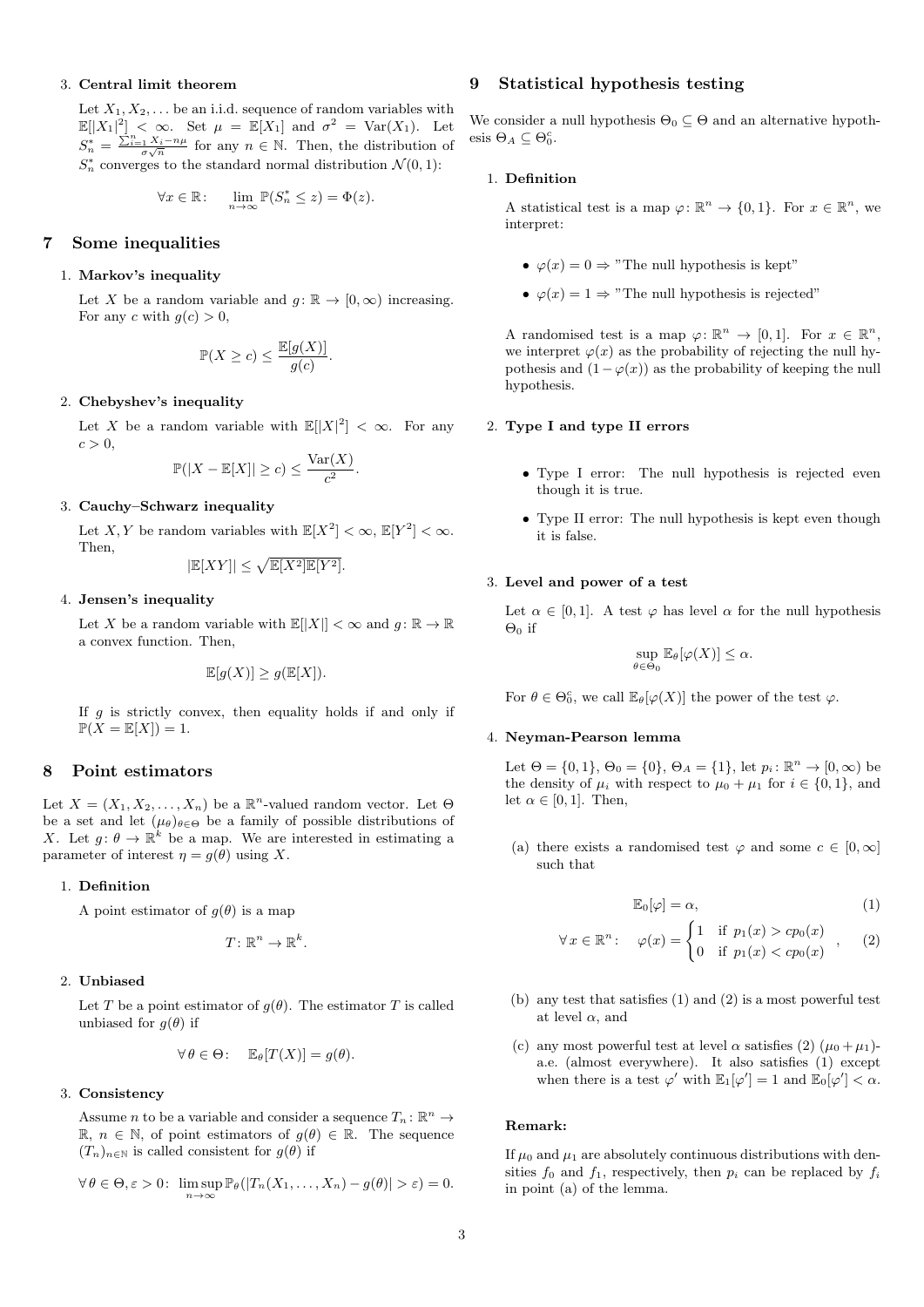3. **Central limit theorem**

   Let $X_1, X_2, \ldots$ be an i.i.d. sequence of random variables with $\mathbb{E}[|X_1|^2] < \infty$. Set $\mu = \mathbb{E}[X_1]$ and $\sigma^2 = \mathrm{Var}(X_1)$. Let $S_n^* = \frac{\sum_{i=1}^n X_i - n\mu}{\sigma\sqrt{n}}$ for any $n \in \mathbb{N}$. Then, the distribution of $S_n^*$ converges to the standard normal distribution $\mathcal{N}(0,1)$:

   $$\forall x \in \mathbb{R}: \quad \lim_{n\to\infty} \mathbb{P}(S_n^* \leq z) = \Phi(z).$$

## 7 Some inequalities

1. **Markov's inequality**

   Let $X$ be a random variable and $g\colon \mathbb{R} \to [0,\infty)$ increasing. For any $c$ with $g(c) > 0$,

   $$\mathbb{P}(X \geq c) \leq \frac{\mathbb{E}[g(X)]}{g(c)}.$$

2. **Chebyshev's inequality**

   Let $X$ be a random variable with $\mathbb{E}[|X|^2] < \infty$. For any $c > 0$,

   $$\mathbb{P}(|X - \mathbb{E}[X]| \geq c) \leq \frac{\mathrm{Var}(X)}{c^2}.$$

3. **Cauchy–Schwarz inequality**

   Let $X, Y$ be random variables with $\mathbb{E}[X^2] < \infty$, $\mathbb{E}[Y^2] < \infty$. Then,

   $$|\mathbb{E}[XY]| \leq \sqrt{\mathbb{E}[X^2]\mathbb{E}[Y^2]}.$$

4. **Jensen's inequality**

   Let $X$ be a random variable with $\mathbb{E}[|X|] < \infty$ and $g\colon \mathbb{R} \to \mathbb{R}$ a convex function. Then,

   $$\mathbb{E}[g(X)] \geq g(\mathbb{E}[X]).$$

   If $g$ is strictly convex, then equality holds if and only if $\mathbb{P}(X = \mathbb{E}[X]) = 1$.

## 8 Point estimators

Let $X = (X_1, X_2, \ldots, X_n)$ be a $\mathbb{R}^n$-valued random vector. Let $\Theta$ be a set and let $(\mu_\theta)_{\theta\in\Theta}$ be a family of possible distributions of $X$. Let $g\colon \theta \to \mathbb{R}^k$ be a map. We are interested in estimating a parameter of interest $\eta = g(\theta)$ using $X$.

1. **Definition**

   A point estimator of $g(\theta)$ is a map

   $$T\colon \mathbb{R}^n \to \mathbb{R}^k.$$

2. **Unbiased**

   Let $T$ be a point estimator of $g(\theta)$. The estimator $T$ is called unbiased for $g(\theta)$ if

   $$\forall\, \theta \in \Theta: \quad \mathbb{E}_\theta[T(X)] = g(\theta).$$

3. **Consistency**

   Assume $n$ to be a variable and consider a sequence $T_n\colon \mathbb{R}^n \to \mathbb{R}$, $n \in \mathbb{N}$, of point estimators of $g(\theta) \in \mathbb{R}$. The sequence $(T_n)_{n\in\mathbb{N}}$ is called consistent for $g(\theta)$ if

   $$\forall\, \theta \in \Theta, \varepsilon > 0\colon \ \limsup_{n\to\infty} \mathbb{P}_\theta(|T_n(X_1, \ldots, X_n) - g(\theta)| > \varepsilon) = 0.$$

## 9 Statistical hypothesis testing

We consider a null hypothesis $\Theta_0 \subseteq \Theta$ and an alternative hypothesis $\Theta_A \subseteq \Theta_0^c$.

1. **Definition**

   A statistical test is a map $\varphi\colon \mathbb{R}^n \to \{0,1\}$. For $x \in \mathbb{R}^n$, we interpret:

   - $\varphi(x) = 0 \Rightarrow$ "The null hypothesis is kept"
   - $\varphi(x) = 1 \Rightarrow$ "The null hypothesis is rejected"

   A randomised test is a map $\varphi\colon \mathbb{R}^n \to [0,1]$. For $x \in \mathbb{R}^n$, we interpret $\varphi(x)$ as the probability of rejecting the null hypothesis and $(1 - \varphi(x))$ as the probability of keeping the null hypothesis.

2. **Type I and type II errors**

   - Type I error: The null hypothesis is rejected even though it is true.
   - Type II error: The null hypothesis is kept even though it is false.

3. **Level and power of a test**

   Let $\alpha \in [0,1]$. A test $\varphi$ has level $\alpha$ for the null hypothesis $\Theta_0$ if

   $$\sup_{\theta\in\Theta_0} \mathbb{E}_\theta[\varphi(X)] \leq \alpha.$$

   For $\theta \in \Theta_0^c$, we call $\mathbb{E}_\theta[\varphi(X)]$ the power of the test $\varphi$.

4. **Neyman-Pearson lemma**

   Let $\Theta = \{0,1\}$, $\Theta_0 = \{0\}$, $\Theta_A = \{1\}$, let $p_i\colon \mathbb{R}^n \to [0,\infty)$ be the density of $\mu_i$ with respect to $\mu_0 + \mu_1$ for $i \in \{0,1\}$, and let $\alpha \in [0,1]$. Then,

   (a) there exists a randomised test $\varphi$ and some $c \in [0,\infty]$ such that

   $$\mathbb{E}_0[\varphi] = \alpha, \tag{1}$$

   $$\forall\, x \in \mathbb{R}^n: \quad \varphi(x) = \begin{cases} 1 & \text{if } p_1(x) > cp_0(x) \\ 0 & \text{if } p_1(x) < cp_0(x) \end{cases}, \tag{2}$$

   (b) any test that satisfies (1) and (2) is a most powerful test at level $\alpha$, and

   (c) any most powerful test at level $\alpha$ satisfies (2) $(\mu_0 + \mu_1)$-a.e. (almost everywhere). It also satisfies (1) except when there is a test $\varphi'$ with $\mathbb{E}_1[\varphi'] = 1$ and $\mathbb{E}_0[\varphi'] < \alpha$.

   **Remark:**

   If $\mu_0$ and $\mu_1$ are absolutely continuous distributions with densities $f_0$ and $f_1$, respectively, then $p_i$ can be replaced by $f_i$ in point (a) of the lemma.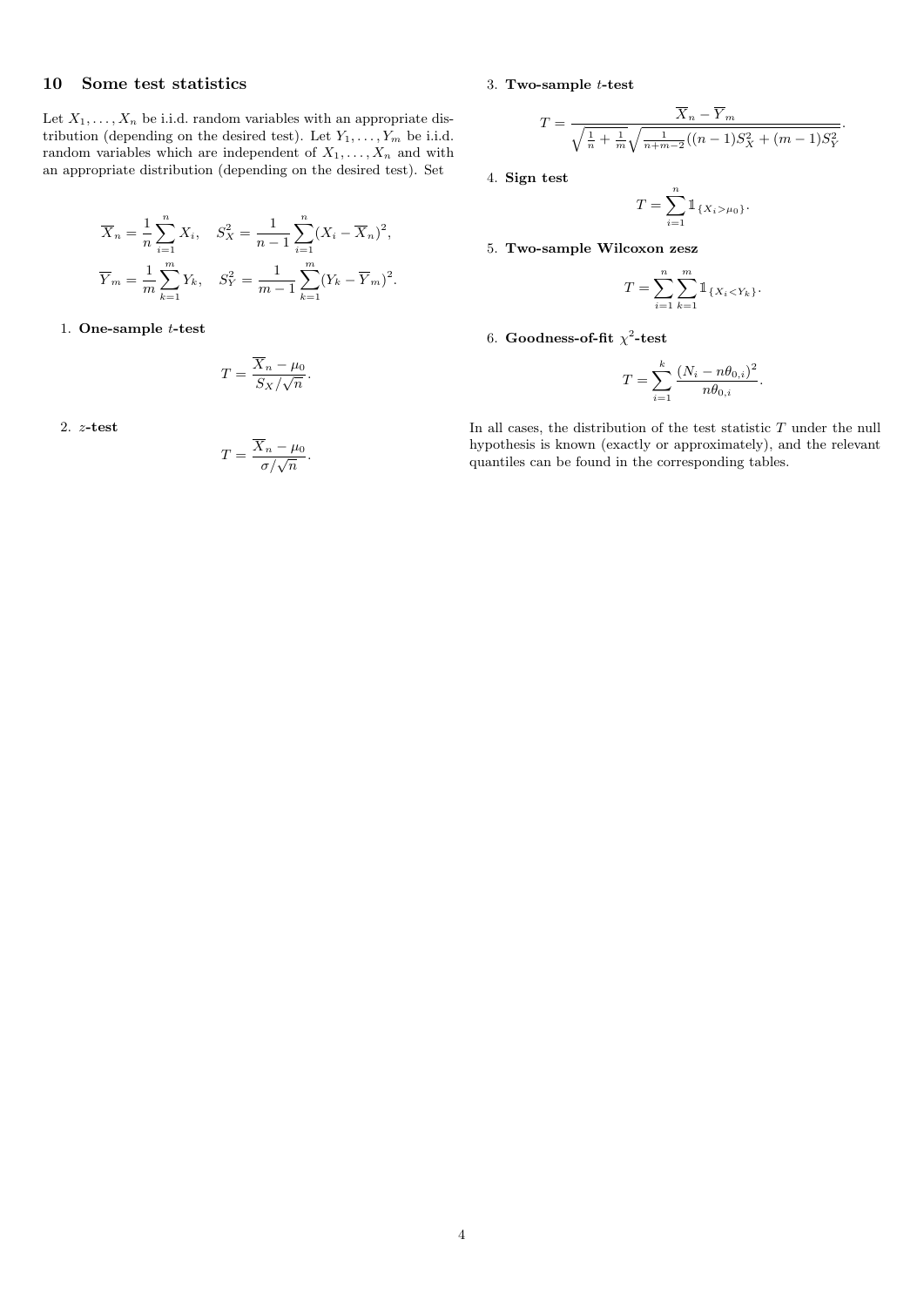## 10 Some test statistics

Let $X_1, \dots, X_n$ be i.i.d. random variables with an appropriate distribution (depending on the desired test). Let $Y_1, \dots, Y_m$ be i.i.d. random variables which are independent of $X_1, \dots, X_n$ and with an appropriate distribution (depending on the desired test). Set

$$\overline{X}_n = \frac{1}{n}\sum_{i=1}^{n} X_i, \quad S_X^2 = \frac{1}{n-1}\sum_{i=1}^{n}(X_i - \overline{X}_n)^2,$$

$$\overline{Y}_m = \frac{1}{m}\sum_{k=1}^{m} Y_k, \quad S_Y^2 = \frac{1}{m-1}\sum_{k=1}^{m}(Y_k - \overline{Y}_m)^2.$$

1. **One-sample $t$-test**

$$T = \frac{\overline{X}_n - \mu_0}{S_X/\sqrt{n}}.$$

2. **$z$-test**

$$T = \frac{\overline{X}_n - \mu_0}{\sigma/\sqrt{n}}.$$

3. **Two-sample $t$-test**

$$T = \frac{\overline{X}_n - \overline{Y}_m}{\sqrt{\frac{1}{n}+\frac{1}{m}}\sqrt{\frac{1}{n+m-2}((n-1)S_X^2 + (m-1)S_Y^2}}.$$

4. **Sign test**

$$T = \sum_{i=1}^{n} \mathbb{1}_{\{X_i > \mu_0\}}.$$

5. **Two-sample Wilcoxon zesz**

$$T = \sum_{i=1}^{n}\sum_{k=1}^{m} \mathbb{1}_{\{X_i < Y_k\}}.$$

6. **Goodness-of-fit $\chi^2$-test**

$$T = \sum_{i=1}^{k} \frac{(N_i - n\theta_{0,i})^2}{n\theta_{0,i}}.$$

In all cases, the distribution of the test statistic $T$ under the null hypothesis is known (exactly or approximately), and the relevant quantiles can be found in the corresponding tables.